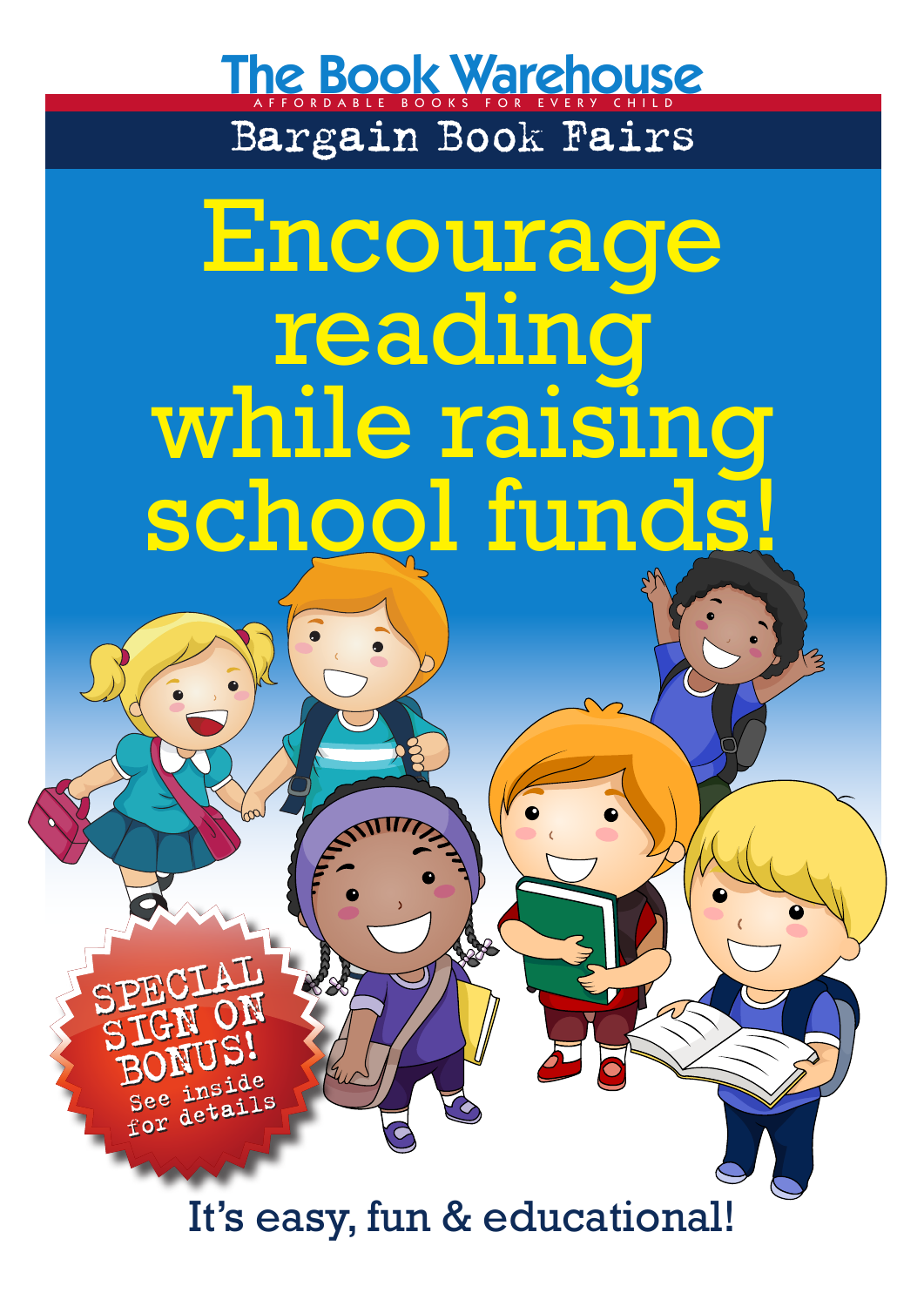# The Book Warehouse

AFFORDABLE BOOKS FOR EVERY CHILD

## Bargain Book Fairs

# Encourage reading while raising school funds!

SPECIAL SIGN ON BONUS!
See inside for details

It's easy, fun & educational!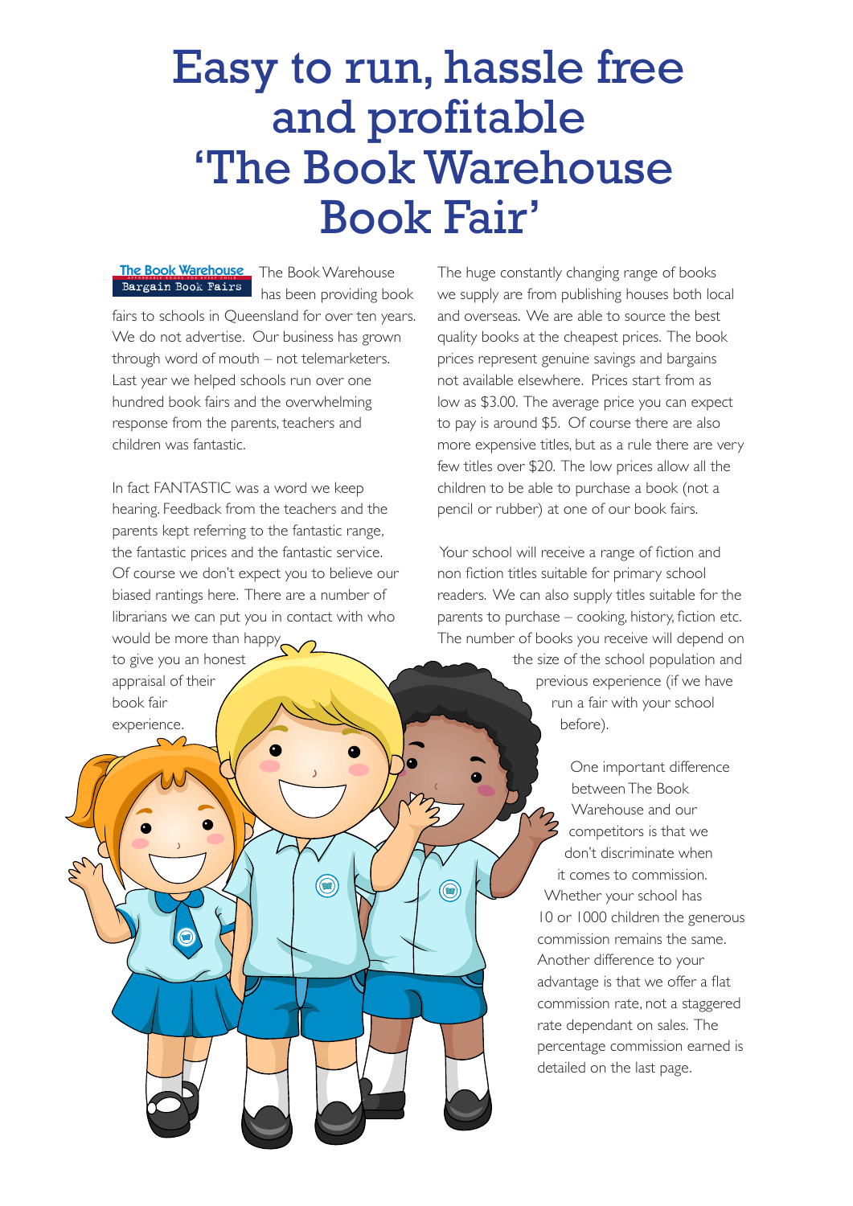# Easy to run, hassle free and profitable 'The Book Warehouse Book Fair'

The Book Warehouse Bargain Book Fairs

The Book Warehouse has been providing book fairs to schools in Queensland for over ten years. We do not advertise. Our business has grown through word of mouth – not telemarketers. Last year we helped schools run over one hundred book fairs and the overwhelming response from the parents, teachers and children was fantastic.

In fact FANTASTIC was a word we keep hearing. Feedback from the teachers and the parents kept referring to the fantastic range, the fantastic prices and the fantastic service. Of course we don't expect you to believe our biased rantings here. There are a number of librarians we can put you in contact with who would be more than happy to give you an honest appraisal of their book fair experience.

The huge constantly changing range of books we supply are from publishing houses both local and overseas. We are able to source the best quality books at the cheapest prices. The book prices represent genuine savings and bargains not available elsewhere. Prices start from as low as $3.00. The average price you can expect to pay is around $5. Of course there are also more expensive titles, but as a rule there are very few titles over $20. The low prices allow all the children to be able to purchase a book (not a pencil or rubber) at one of our book fairs.

Your school will receive a range of fiction and non fiction titles suitable for primary school readers. We can also supply titles suitable for the parents to purchase – cooking, history, fiction etc. The number of books you receive will depend on the size of the school population and previous experience (if we have run a fair with your school before).

One important difference between The Book Warehouse and our competitors is that we don't discriminate when it comes to commission. Whether your school has 10 or 1000 children the generous commission remains the same. Another difference to your advantage is that we offer a flat commission rate, not a staggered rate dependant on sales. The percentage commission earned is detailed on the last page.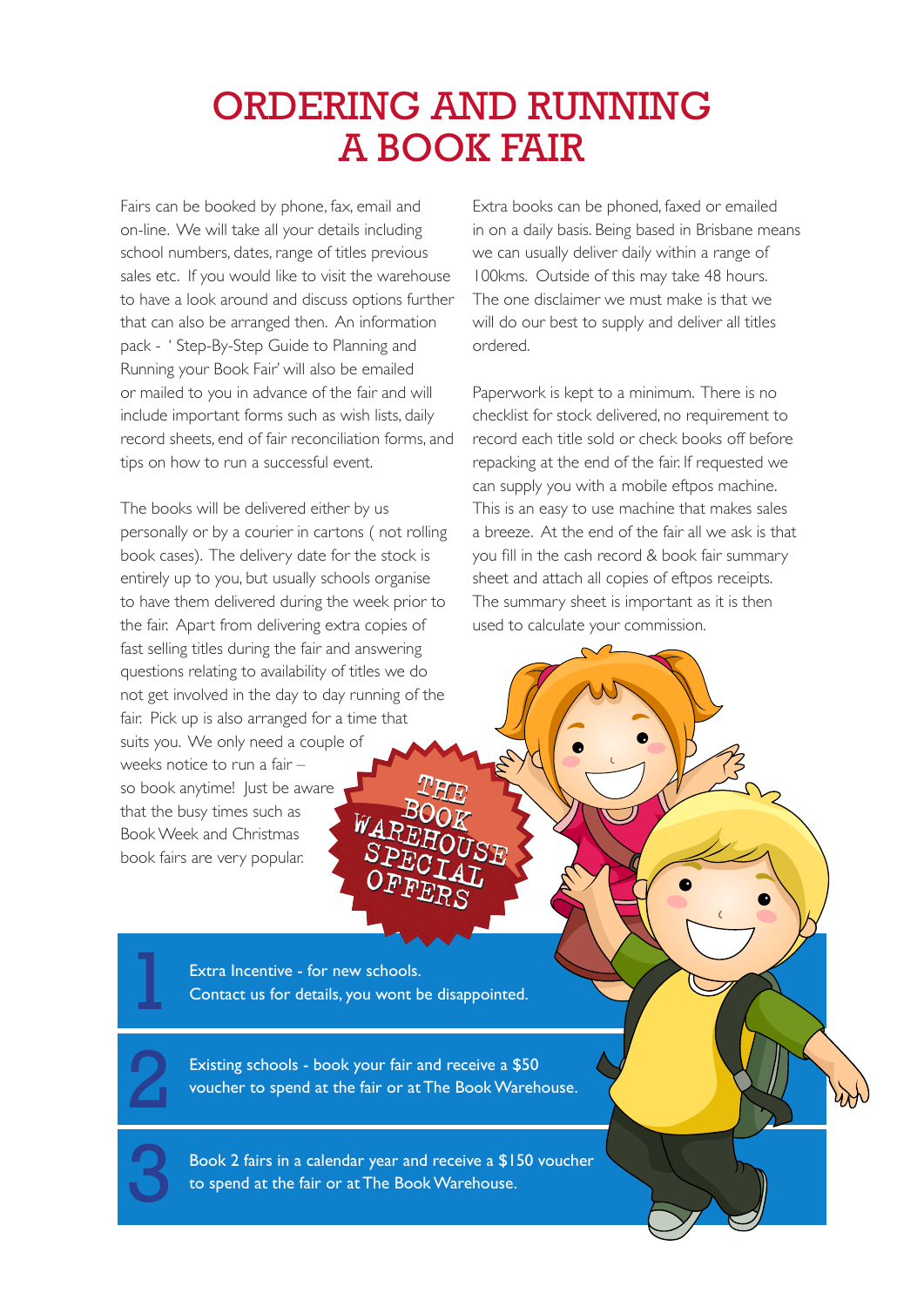# ORDERING AND RUNNING A BOOK FAIR

Fairs can be booked by phone, fax, email and on-line. We will take all your details including school numbers, dates, range of titles previous sales etc. If you would like to visit the warehouse to have a look around and discuss options further that can also be arranged then. An information pack - ' Step-By-Step Guide to Planning and Running your Book Fair' will also be emailed or mailed to you in advance of the fair and will include important forms such as wish lists, daily record sheets, end of fair reconciliation forms, and tips on how to run a successful event.

The books will be delivered either by us personally or by a courier in cartons ( not rolling book cases). The delivery date for the stock is entirely up to you, but usually schools organise to have them delivered during the week prior to the fair. Apart from delivering extra copies of fast selling titles during the fair and answering questions relating to availability of titles we do not get involved in the day to day running of the fair. Pick up is also arranged for a time that suits you. We only need a couple of weeks notice to run a fair – so book anytime! Just be aware that the busy times such as Book Week and Christmas book fairs are very popular.

Extra books can be phoned, faxed or emailed in on a daily basis. Being based in Brisbane means we can usually deliver daily within a range of 100kms. Outside of this may take 48 hours. The one disclaimer we must make is that we will do our best to supply and deliver all titles ordered.

Paperwork is kept to a minimum. There is no checklist for stock delivered, no requirement to record each title sold or check books off before repacking at the end of the fair. If requested we can supply you with a mobile eftpos machine. This is an easy to use machine that makes sales a breeze. At the end of the fair all we ask is that you fill in the cash record & book fair summary sheet and attach all copies of eftpos receipts. The summary sheet is important as it is then used to calculate your commission.

**THE BOOK WAREHOUSE SPECIAL OFFERS**

1. Extra Incentive - for new schools. Contact us for details, you wont be disappointed.
2. Existing schools - book your fair and receive a $50 voucher to spend at the fair or at The Book Warehouse.
3. Book 2 fairs in a calendar year and receive a $150 voucher to spend at the fair or at The Book Warehouse.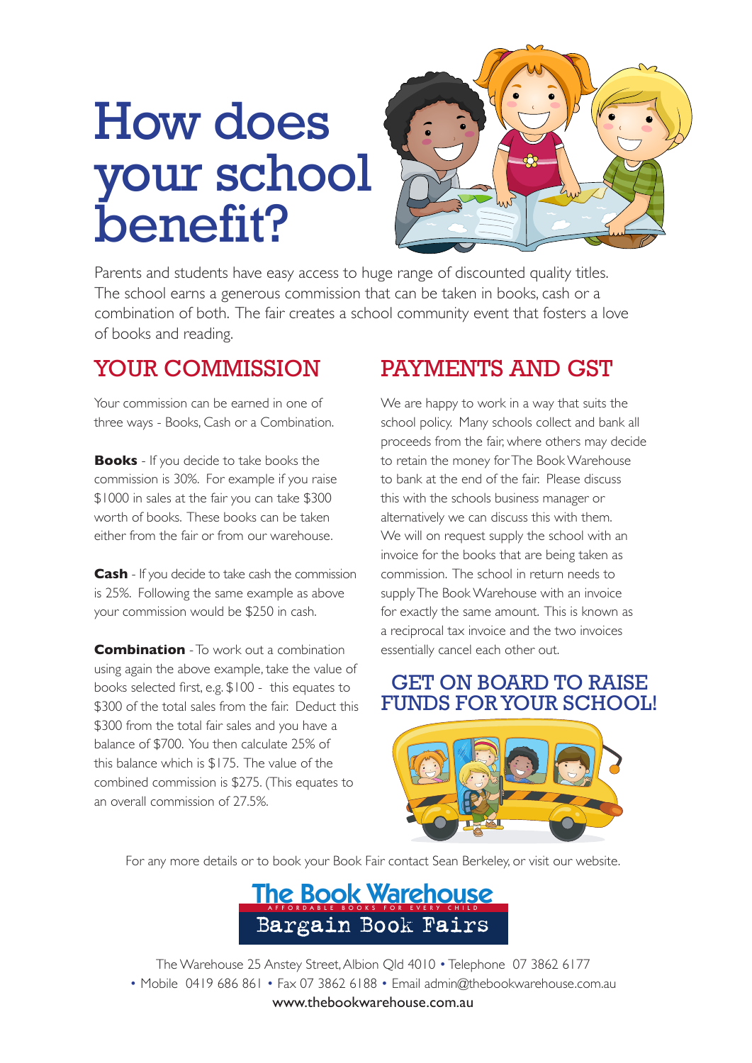# How does your school benefit?

Parents and students have easy access to huge range of discounted quality titles. The school earns a generous commission that can be taken in books, cash or a combination of both. The fair creates a school community event that fosters a love of books and reading.

## YOUR COMMISSION

Your commission can be earned in one of three ways - Books, Cash or a Combination.

**Books** - If you decide to take books the commission is 30%. For example if you raise $1000 in sales at the fair you can take $300 worth of books. These books can be taken either from the fair or from our warehouse.

**Cash** - If you decide to take cash the commission is 25%. Following the same example as above your commission would be $250 in cash.

**Combination** - To work out a combination using again the above example, take the value of books selected first, e.g. $100 - this equates to $300 of the total sales from the fair. Deduct this $300 from the total fair sales and you have a balance of $700. You then calculate 25% of this balance which is $175. The value of the combined commission is $275. (This equates to an overall commission of 27.5%.

## PAYMENTS AND GST

We are happy to work in a way that suits the school policy. Many schools collect and bank all proceeds from the fair, where others may decide to retain the money for The Book Warehouse to bank at the end of the fair. Please discuss this with the schools business manager or alternatively we can discuss this with them. We will on request supply the school with an invoice for the books that are being taken as commission. The school in return needs to supply The Book Warehouse with an invoice for exactly the same amount. This is known as a reciprocal tax invoice and the two invoices essentially cancel each other out.

## GET ON BOARD TO RAISE FUNDS FOR YOUR SCHOOL!

For any more details or to book your Book Fair contact Sean Berkeley, or visit our website.

The Book Warehouse
AFFORDABLE BOOKS FOR EVERY CHILD
Bargain Book Fairs

The Warehouse 25 Anstey Street, Albion Qld 4010 • Telephone 07 3862 6177
• Mobile 0419 686 861 • Fax 07 3862 6188 • Email admin@thebookwarehouse.com.au
www.thebookwarehouse.com.au